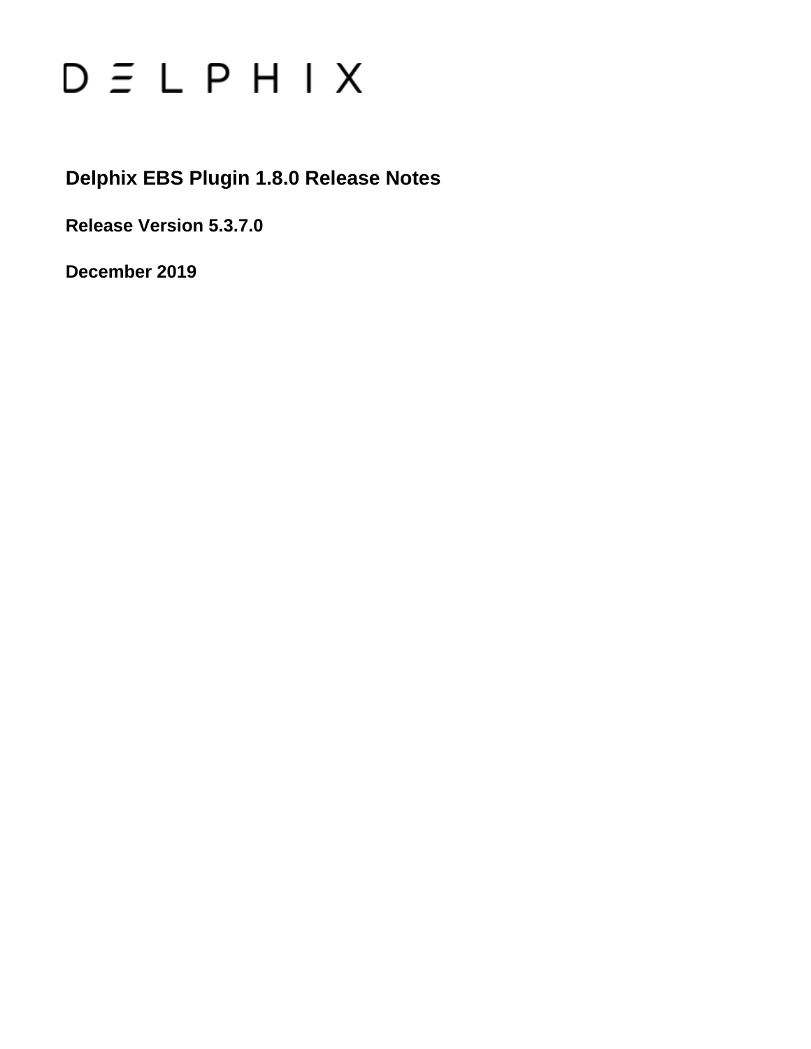DELPHIX

# Delphix EBS Plugin 1.8.0 Release Notes

**Release Version 5.3.7.0**

**December 2019**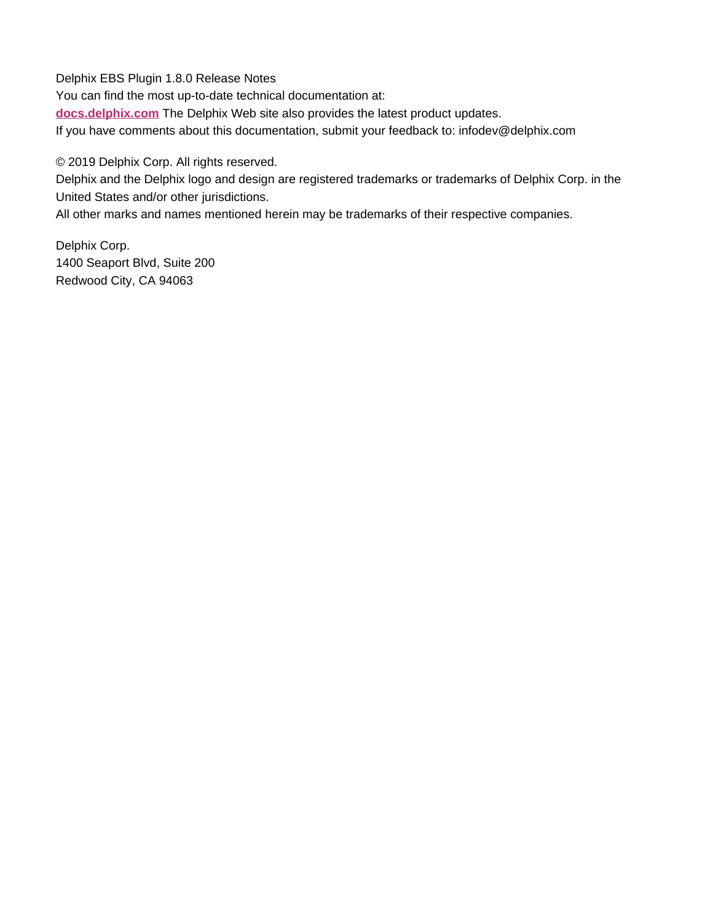Delphix EBS Plugin 1.8.0 Release Notes

You can find the most up-to-date technical documentation at:

**[docs.delphix.com](http://docs.delphix.com)** The Delphix Web site also provides the latest product updates.

If you have comments about this documentation, submit your feedback to: infodev@delphix.com

© 2019 Delphix Corp. All rights reserved.

Delphix and the Delphix logo and design are registered trademarks or trademarks of Delphix Corp. in the United States and/or other jurisdictions.

All other marks and names mentioned herein may be trademarks of their respective companies.

Delphix Corp.
1400 Seaport Blvd, Suite 200
Redwood City, CA 94063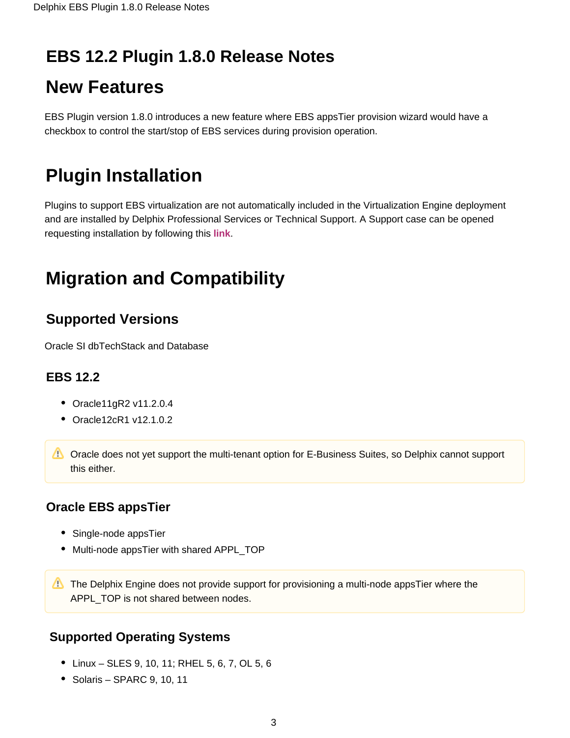# EBS 12.2 Plugin 1.8.0 Release Notes

# New Features

EBS Plugin version 1.8.0 introduces a new feature where EBS appsTier provision wizard would have a checkbox to control the start/stop of EBS services during provision operation.

# Plugin Installation

Plugins to support EBS virtualization are not automatically included in the Virtualization Engine deployment and are installed by Delphix Professional Services or Technical Support. A Support case can be opened requesting installation by following this **link**.

# Migration and Compatibility

## Supported Versions

Oracle SI dbTechStack and Database

### EBS 12.2

- Oracle11gR2 v11.2.0.4
- Oracle12cR1 v12.1.0.2

> ⚠ Oracle does not yet support the multi-tenant option for E-Business Suites, so Delphix cannot support this either.

### Oracle EBS appsTier

- Single-node appsTier
- Multi-node appsTier with shared APPL_TOP

> ⚠ The Delphix Engine does not provide support for provisioning a multi-node appsTier where the APPL_TOP is not shared between nodes.

## Supported Operating Systems

- Linux – SLES 9, 10, 11; RHEL 5, 6, 7, OL 5, 6
- Solaris – SPARC 9, 10, 11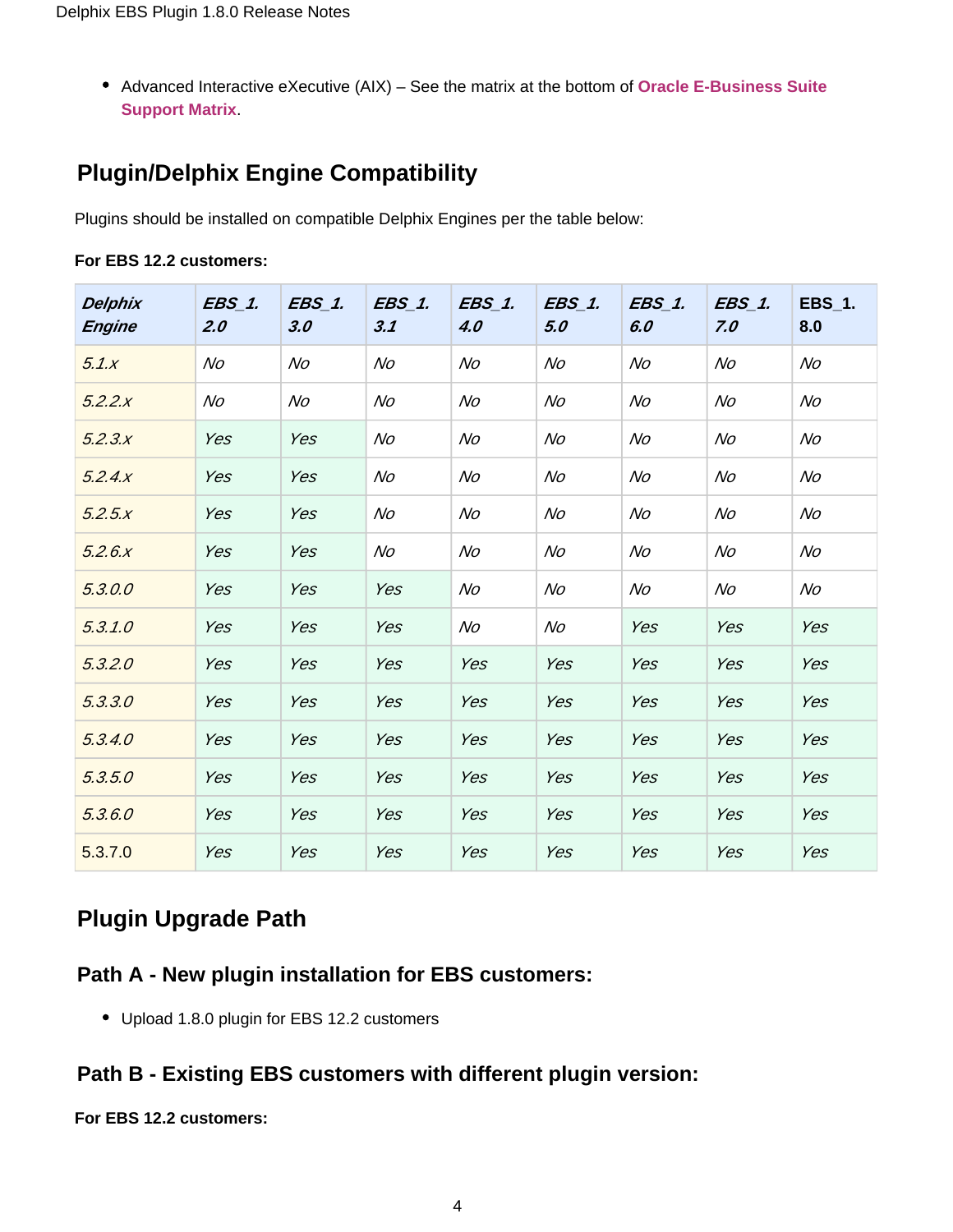- Advanced Interactive eXecutive (AIX) – See the matrix at the bottom of **Oracle E-Business Suite Support Matrix**.

## Plugin/Delphix Engine Compatibility

Plugins should be installed on compatible Delphix Engines per the table below:

**For EBS 12.2 customers:**

| *Delphix Engine* | *EBS_1.2.0* | *EBS_1.3.0* | *EBS_1.3.1* | *EBS_1.4.0* | *EBS_1.5.0* | *EBS_1.6.0* | *EBS_1.7.0* | EBS_1.8.0 |
|---|---|---|---|---|---|---|---|---|
| *5.1.x* | *No* | *No* | *No* | *No* | *No* | *No* | *No* | *No* |
| *5.2.2.x* | *No* | *No* | *No* | *No* | *No* | *No* | *No* | *No* |
| *5.2.3.x* | *Yes* | *Yes* | *No* | *No* | *No* | *No* | *No* | *No* |
| *5.2.4.x* | *Yes* | *Yes* | *No* | *No* | *No* | *No* | *No* | *No* |
| *5.2.5.x* | *Yes* | *Yes* | *No* | *No* | *No* | *No* | *No* | *No* |
| *5.2.6.x* | *Yes* | *Yes* | *No* | *No* | *No* | *No* | *No* | *No* |
| *5.3.0.0* | *Yes* | *Yes* | *Yes* | *No* | *No* | *No* | *No* | *No* |
| *5.3.1.0* | *Yes* | *Yes* | *Yes* | *No* | *No* | *Yes* | *Yes* | *Yes* |
| *5.3.2.0* | *Yes* | *Yes* | *Yes* | *Yes* | *Yes* | *Yes* | *Yes* | *Yes* |
| *5.3.3.0* | *Yes* | *Yes* | *Yes* | *Yes* | *Yes* | *Yes* | *Yes* | *Yes* |
| *5.3.4.0* | *Yes* | *Yes* | *Yes* | *Yes* | *Yes* | *Yes* | *Yes* | *Yes* |
| *5.3.5.0* | *Yes* | *Yes* | *Yes* | *Yes* | *Yes* | *Yes* | *Yes* | *Yes* |
| *5.3.6.0* | *Yes* | *Yes* | *Yes* | *Yes* | *Yes* | *Yes* | *Yes* | *Yes* |
| 5.3.7.0 | *Yes* | *Yes* | *Yes* | *Yes* | *Yes* | *Yes* | *Yes* | *Yes* |

## Plugin Upgrade Path

### Path A - New plugin installation for EBS customers:

- Upload 1.8.0 plugin for EBS 12.2 customers

### Path B - Existing EBS customers with different plugin version:

**For EBS 12.2 customers:**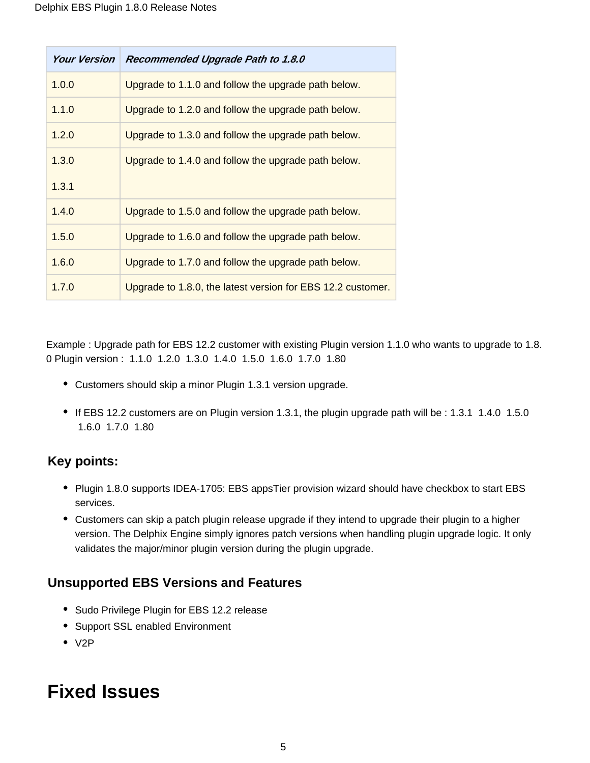| *Your Version* | *Recommended Upgrade Path to 1.8.0* |
| --- | --- |
| 1.0.0 | Upgrade to 1.1.0 and follow the upgrade path below. |
| 1.1.0 | Upgrade to 1.2.0 and follow the upgrade path below. |
| 1.2.0 | Upgrade to 1.3.0 and follow the upgrade path below. |
| 1.3.0<br>1.3.1 | Upgrade to 1.4.0 and follow the upgrade path below. |
| 1.4.0 | Upgrade to 1.5.0 and follow the upgrade path below. |
| 1.5.0 | Upgrade to 1.6.0 and follow the upgrade path below. |
| 1.6.0 | Upgrade to 1.7.0 and follow the upgrade path below. |
| 1.7.0 | Upgrade to 1.8.0, the latest version for EBS 12.2 customer. |

Example : Upgrade path for EBS 12.2 customer with existing Plugin version 1.1.0 who wants to upgrade to 1.8.0 Plugin version : 1.1.0 1.2.0 1.3.0 1.4.0 1.5.0 1.6.0 1.7.0 1.80

- Customers should skip a minor Plugin 1.3.1 version upgrade.
- If EBS 12.2 customers are on Plugin version 1.3.1, the plugin upgrade path will be : 1.3.1 1.4.0 1.5.0 1.6.0 1.7.0 1.80

### Key points:

- Plugin 1.8.0 supports IDEA-1705: EBS appsTier provision wizard should have checkbox to start EBS services.
- Customers can skip a patch plugin release upgrade if they intend to upgrade their plugin to a higher version. The Delphix Engine simply ignores patch versions when handling plugin upgrade logic. It only validates the major/minor plugin version during the plugin upgrade.

### Unsupported EBS Versions and Features

- Sudo Privilege Plugin for EBS 12.2 release
- Support SSL enabled Environment
- V2P

# Fixed Issues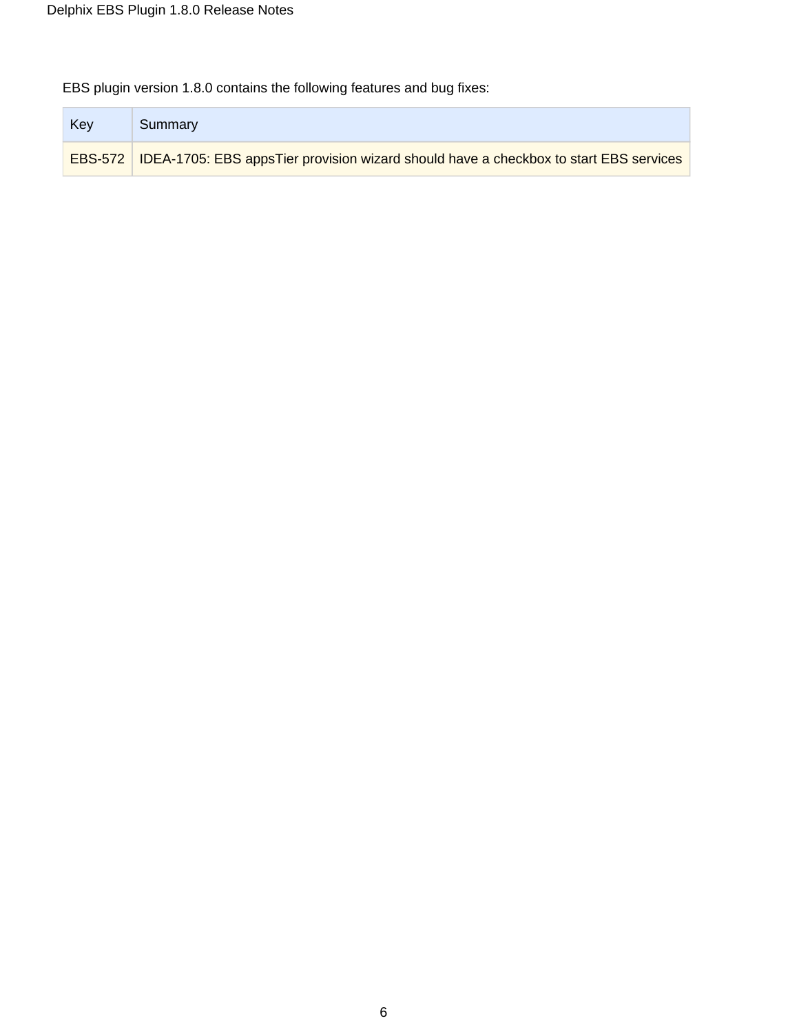EBS plugin version 1.8.0 contains the following features and bug fixes:

| Key | Summary |
|---|---|
| EBS-572 | IDEA-1705: EBS appsTier provision wizard should have a checkbox to start EBS services |